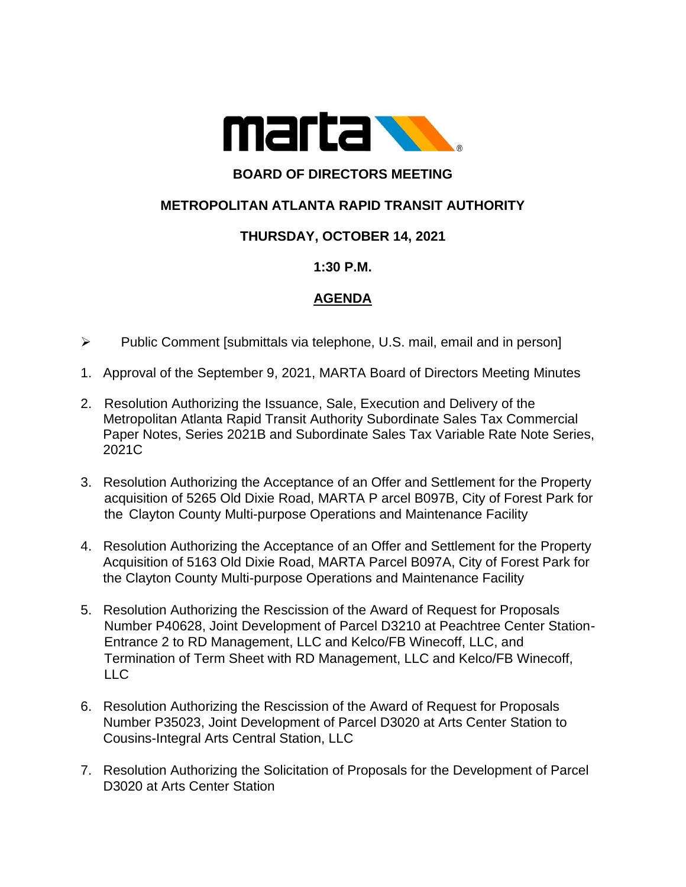**BOARD OF DIRECTORS MEETING**

**METROPOLITAN ATLANTA RAPID TRANSIT AUTHORITY**

**THURSDAY, OCTOBER 14, 2021**

**1:30 P.M.**

**AGENDA**

- Public Comment [submittals via telephone, U.S. mail, email and in person]

1. Approval of the September 9, 2021, MARTA Board of Directors Meeting Minutes
2. Resolution Authorizing the Issuance, Sale, Execution and Delivery of the Metropolitan Atlanta Rapid Transit Authority Subordinate Sales Tax Commercial Paper Notes, Series 2021B and Subordinate Sales Tax Variable Rate Note Series, 2021C
3. Resolution Authorizing the Acceptance of an Offer and Settlement for the Property acquisition of 5265 Old Dixie Road, MARTA P arcel B097B, City of Forest Park for the Clayton County Multi-purpose Operations and Maintenance Facility
4. Resolution Authorizing the Acceptance of an Offer and Settlement for the Property Acquisition of 5163 Old Dixie Road, MARTA Parcel B097A, City of Forest Park for the Clayton County Multi-purpose Operations and Maintenance Facility
5. Resolution Authorizing the Rescission of the Award of Request for Proposals Number P40628, Joint Development of Parcel D3210 at Peachtree Center Station-Entrance 2 to RD Management, LLC and Kelco/FB Winecoff, LLC, and Termination of Term Sheet with RD Management, LLC and Kelco/FB Winecoff, LLC
6. Resolution Authorizing the Rescission of the Award of Request for Proposals Number P35023, Joint Development of Parcel D3020 at Arts Center Station to Cousins-Integral Arts Central Station, LLC
7. Resolution Authorizing the Solicitation of Proposals for the Development of Parcel D3020 at Arts Center Station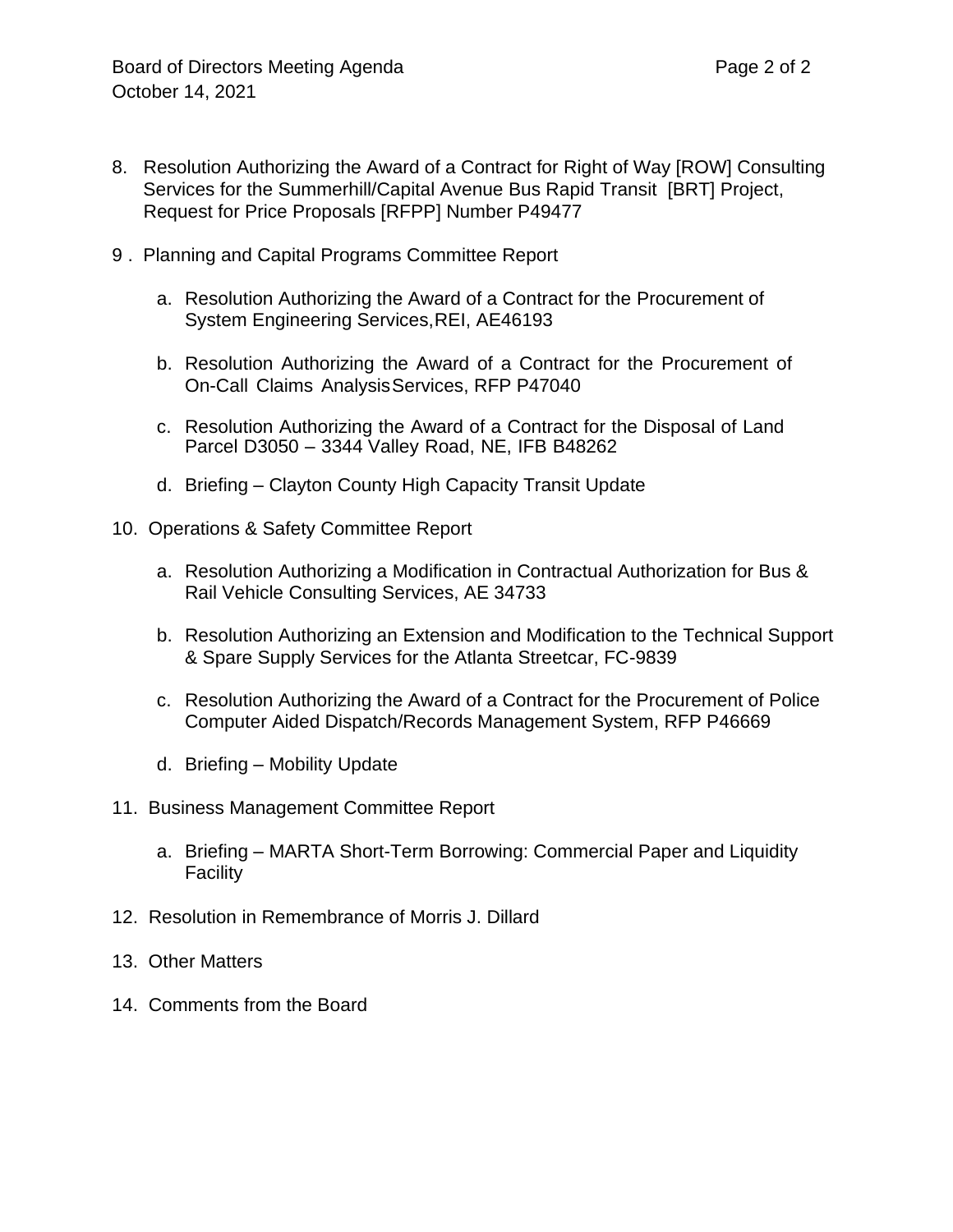8. Resolution Authorizing the Award of a Contract for Right of Way [ROW] Consulting Services for the Summerhill/Capital Avenue Bus Rapid Transit [BRT] Project, Request for Price Proposals [RFPP] Number P49477

9. Planning and Capital Programs Committee Report

    a. Resolution Authorizing the Award of a Contract for the Procurement of System Engineering Services,REI, AE46193

    b. Resolution Authorizing the Award of a Contract for the Procurement of On-Call Claims AnalysisServices, RFP P47040

    c. Resolution Authorizing the Award of a Contract for the Disposal of Land Parcel D3050 – 3344 Valley Road, NE, IFB B48262

    d. Briefing – Clayton County High Capacity Transit Update

10. Operations & Safety Committee Report

    a. Resolution Authorizing a Modification in Contractual Authorization for Bus & Rail Vehicle Consulting Services, AE 34733

    b. Resolution Authorizing an Extension and Modification to the Technical Support & Spare Supply Services for the Atlanta Streetcar, FC-9839

    c. Resolution Authorizing the Award of a Contract for the Procurement of Police Computer Aided Dispatch/Records Management System, RFP P46669

    d. Briefing – Mobility Update

11. Business Management Committee Report

    a. Briefing – MARTA Short-Term Borrowing: Commercial Paper and Liquidity Facility

12. Resolution in Remembrance of Morris J. Dillard

13. Other Matters

14. Comments from the Board